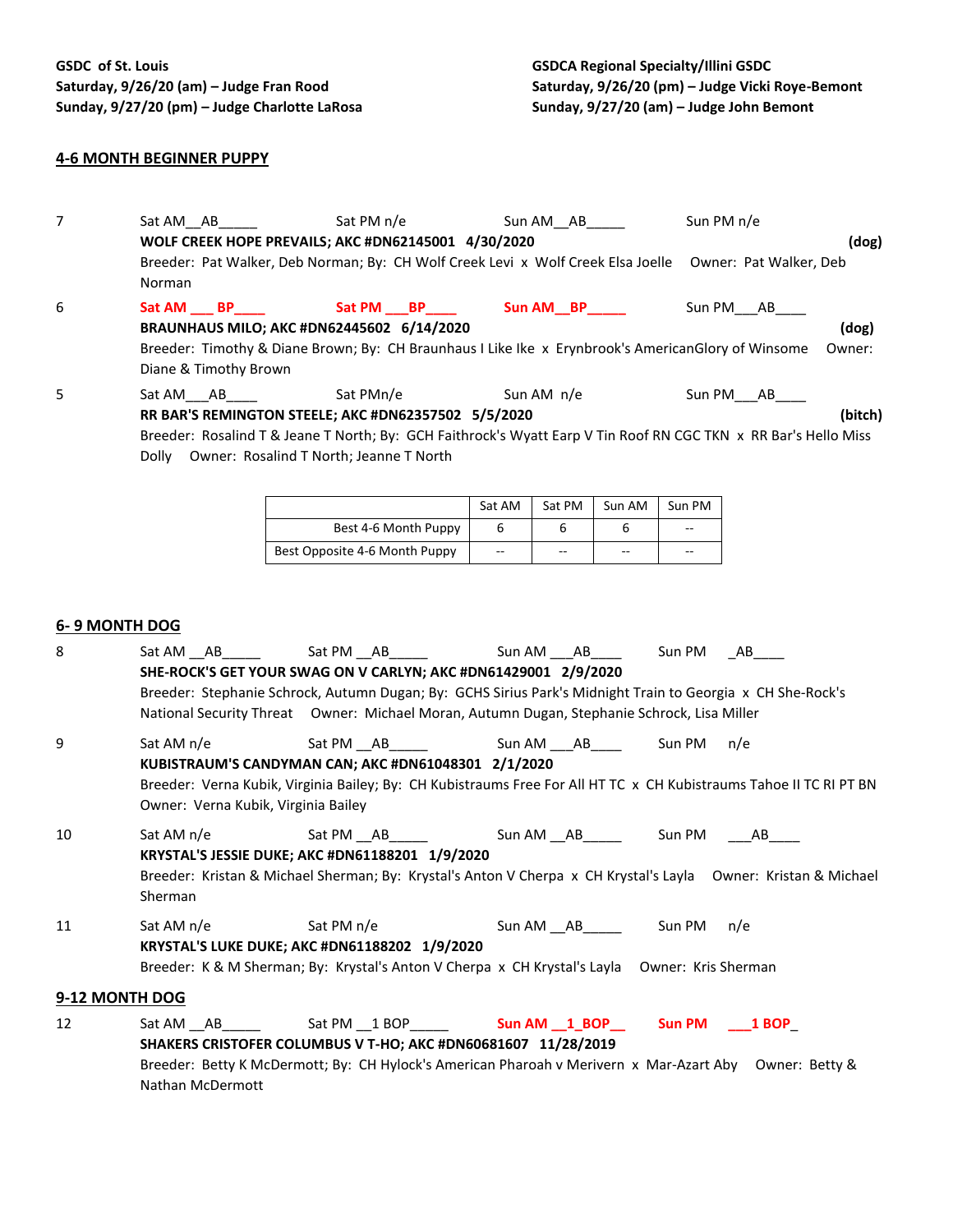**GSDC of St. Louis**
**Saturday, 9/26/20 (am) – Judge Fran Rood**
**Sunday, 9/27/20 (pm) – Judge Charlotte LaRosa**

**GSDCA Regional Specialty/Illini GSDC**
**Saturday, 9/26/20 (pm) – Judge Vicki Roye-Bemont**
**Sunday, 9/27/20 (am) – Judge John Bemont**

## 4-6 MONTH BEGINNER PUPPY

7 Sat AM__AB_____ Sat PM n/e Sun AM__AB_____ Sun PM n/e
**WOLF CREEK HOPE PREVAILS; AKC #DN62145001 4/30/2020** **(dog)**
Breeder: Pat Walker, Deb Norman; By: CH Wolf Creek Levi x Wolf Creek Elsa Joelle Owner: Pat Walker, Deb Norman

6 **Sat AM ___ BP____** **Sat PM ___BP____** **Sun AM__BP_____** Sun PM___AB____
**BRAUNHAUS MILO; AKC #DN62445602 6/14/2020** **(dog)**
Breeder: Timothy & Diane Brown; By: CH Braunhaus I Like Ike x Erynbrook's AmericanGlory of Winsome Owner: Diane & Timothy Brown

5 Sat AM___AB____ Sat PMn/e Sun AM n/e Sun PM___AB____
**RR BAR'S REMINGTON STEELE; AKC #DN62357502 5/5/2020** **(bitch)**
Breeder: Rosalind T & Jeane T North; By: GCH Faithrock's Wyatt Earp V Tin Roof RN CGC TKN x RR Bar's Hello Miss Dolly Owner: Rosalind T North; Jeanne T North

| | Sat AM | Sat PM | Sun AM | Sun PM |
|---|---|---|---|---|
| Best 4-6 Month Puppy | 6 | 6 | 6 | -- |
| Best Opposite 4-6 Month Puppy | -- | -- | -- | -- |

## 6- 9 MONTH DOG

8 Sat AM __AB_____ Sat PM __AB_____ Sun AM ___AB____ Sun PM _AB____
**SHE-ROCK'S GET YOUR SWAG ON V CARLYN; AKC #DN61429001 2/9/2020**
Breeder: Stephanie Schrock, Autumn Dugan; By: GCHS Sirius Park's Midnight Train to Georgia x CH She-Rock's National Security Threat Owner: Michael Moran, Autumn Dugan, Stephanie Schrock, Lisa Miller

9 Sat AM n/e Sat PM __AB_____ Sun AM ___AB____ Sun PM n/e
**KUBISTRAUM'S CANDYMAN CAN; AKC #DN61048301 2/1/2020**
Breeder: Verna Kubik, Virginia Bailey; By: CH Kubistraums Free For All HT TC x CH Kubistraums Tahoe II TC RI PT BN Owner: Verna Kubik, Virginia Bailey

10 Sat AM n/e Sat PM __AB_____ Sun AM __AB_____ Sun PM ___AB____
**KRYSTAL'S JESSIE DUKE; AKC #DN61188201 1/9/2020**
Breeder: Kristan & Michael Sherman; By: Krystal's Anton V Cherpa x CH Krystal's Layla Owner: Kristan & Michael Sherman

11 Sat AM n/e Sat PM n/e Sun AM __AB_____ Sun PM n/e
**KRYSTAL'S LUKE DUKE; AKC #DN61188202 1/9/2020**
Breeder: K & M Sherman; By: Krystal's Anton V Cherpa x CH Krystal's Layla Owner: Kris Sherman

## 9-12 MONTH DOG

12 Sat AM __AB_____ Sat PM __1 BOP_____ **Sun AM __1_BOP__** **Sun PM ___1 BOP_**
**SHAKERS CRISTOFER COLUMBUS V T-HO; AKC #DN60681607 11/28/2019**
Breeder: Betty K McDermott; By: CH Hylock's American Pharoah v Merivern x Mar-Azart Aby Owner: Betty & Nathan McDermott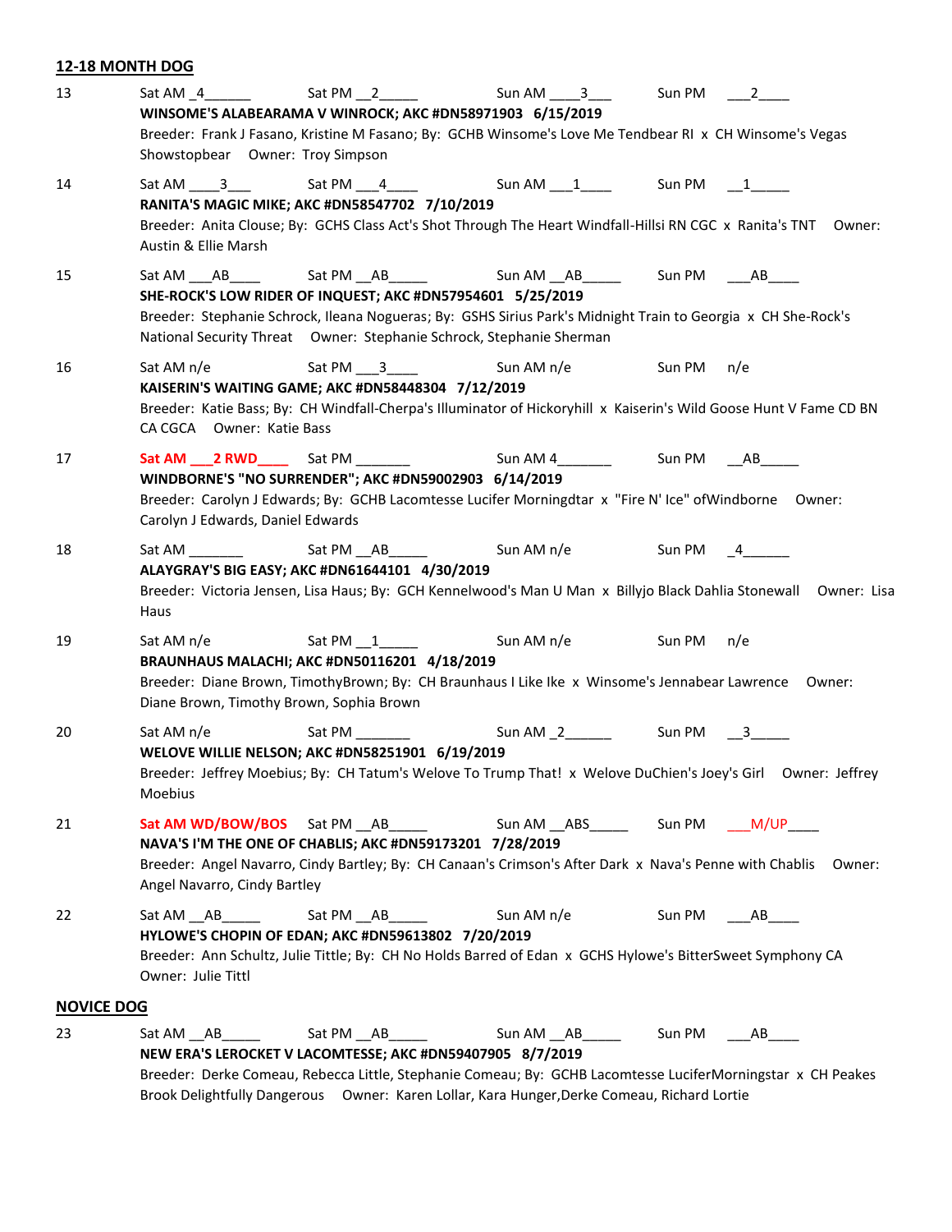## 12-18 MONTH DOG

13 Sat AM _4______ Sat PM __2_____ Sun AM ____3___ Sun PM ___2____
**WINSOME'S ALABEARAMA V WINROCK; AKC #DN58971903 6/15/2019**
Breeder: Frank J Fasano, Kristine M Fasano; By: GCHB Winsome's Love Me Tendbear RI x CH Winsome's Vegas Showstopbear Owner: Troy Simpson

14 Sat AM ____3___ Sat PM ___4____ Sun AM ___1____ Sun PM __1_____
**RANITA'S MAGIC MIKE; AKC #DN58547702 7/10/2019**
Breeder: Anita Clouse; By: GCHS Class Act's Shot Through The Heart Windfall-Hillsi RN CGC x Ranita's TNT Owner: Austin & Ellie Marsh

15 Sat AM ___AB____ Sat PM __AB_____ Sun AM __AB_____ Sun PM ___AB____
**SHE-ROCK'S LOW RIDER OF INQUEST; AKC #DN57954601 5/25/2019**
Breeder: Stephanie Schrock, Ileana Nogueras; By: GSHS Sirius Park's Midnight Train to Georgia x CH She-Rock's National Security Threat Owner: Stephanie Schrock, Stephanie Sherman

16 Sat AM n/e Sat PM ___3____ Sun AM n/e Sun PM n/e
**KAISERIN'S WAITING GAME; AKC #DN58448304 7/12/2019**
Breeder: Katie Bass; By: CH Windfall-Cherpa's Illuminator of Hickoryhill x Kaiserin's Wild Goose Hunt V Fame CD BN CA CGCA Owner: Katie Bass

17 Sat AM ___2 RWD____ Sat PM _______ Sun AM 4_______ Sun PM __AB_____
**WINDBORNE'S "NO SURRENDER"; AKC #DN59002903 6/14/2019**
Breeder: Carolyn J Edwards; By: GCHB Lacomtesse Lucifer Morningdtar x "Fire N' Ice" ofWindborne Owner: Carolyn J Edwards, Daniel Edwards

18 Sat AM _______ Sat PM __AB_____ Sun AM n/e Sun PM _4______
**ALAYGRAY'S BIG EASY; AKC #DN61644101 4/30/2019**
Breeder: Victoria Jensen, Lisa Haus; By: GCH Kennelwood's Man U Man x Billyjo Black Dahlia Stonewall Owner: Lisa Haus

19 Sat AM n/e Sat PM __1_____ Sun AM n/e Sun PM n/e
**BRAUNHAUS MALACHI; AKC #DN50116201 4/18/2019**
Breeder: Diane Brown, TimothyBrown; By: CH Braunhaus I Like Ike x Winsome's Jennabear Lawrence Owner: Diane Brown, Timothy Brown, Sophia Brown

20 Sat AM n/e Sat PM _______ Sun AM _2______ Sun PM __3_____
**WELOVE WILLIE NELSON; AKC #DN58251901 6/19/2019**
Breeder: Jeffrey Moebius; By: CH Tatum's Welove To Trump That! x Welove DuChien's Joey's Girl Owner: Jeffrey Moebius

21 Sat AM WD/BOW/BOS Sat PM __AB_____ Sun AM __ABS_____ Sun PM ___M/UP____
**NAVA'S I'M THE ONE OF CHABLIS; AKC #DN59173201 7/28/2019**
Breeder: Angel Navarro, Cindy Bartley; By: CH Canaan's Crimson's After Dark x Nava's Penne with Chablis Owner: Angel Navarro, Cindy Bartley

22 Sat AM __AB_____ Sat PM __AB_____ Sun AM n/e Sun PM ___AB____
**HYLOWE'S CHOPIN OF EDAN; AKC #DN59613802 7/20/2019**
Breeder: Ann Schultz, Julie Tittle; By: CH No Holds Barred of Edan x GCHS Hylowe's BitterSweet Symphony CA Owner: Julie Tittl

## NOVICE DOG

23 Sat AM __AB_____ Sat PM __AB_____ Sun AM __AB_____ Sun PM ___AB____
**NEW ERA'S LEROCKET V LACOMTESSE; AKC #DN59407905 8/7/2019**
Breeder: Derke Comeau, Rebecca Little, Stephanie Comeau; By: GCHB Lacomtesse LuciferMorningstar x CH Peakes Brook Delightfully Dangerous Owner: Karen Lollar, Kara Hunger,Derke Comeau, Richard Lortie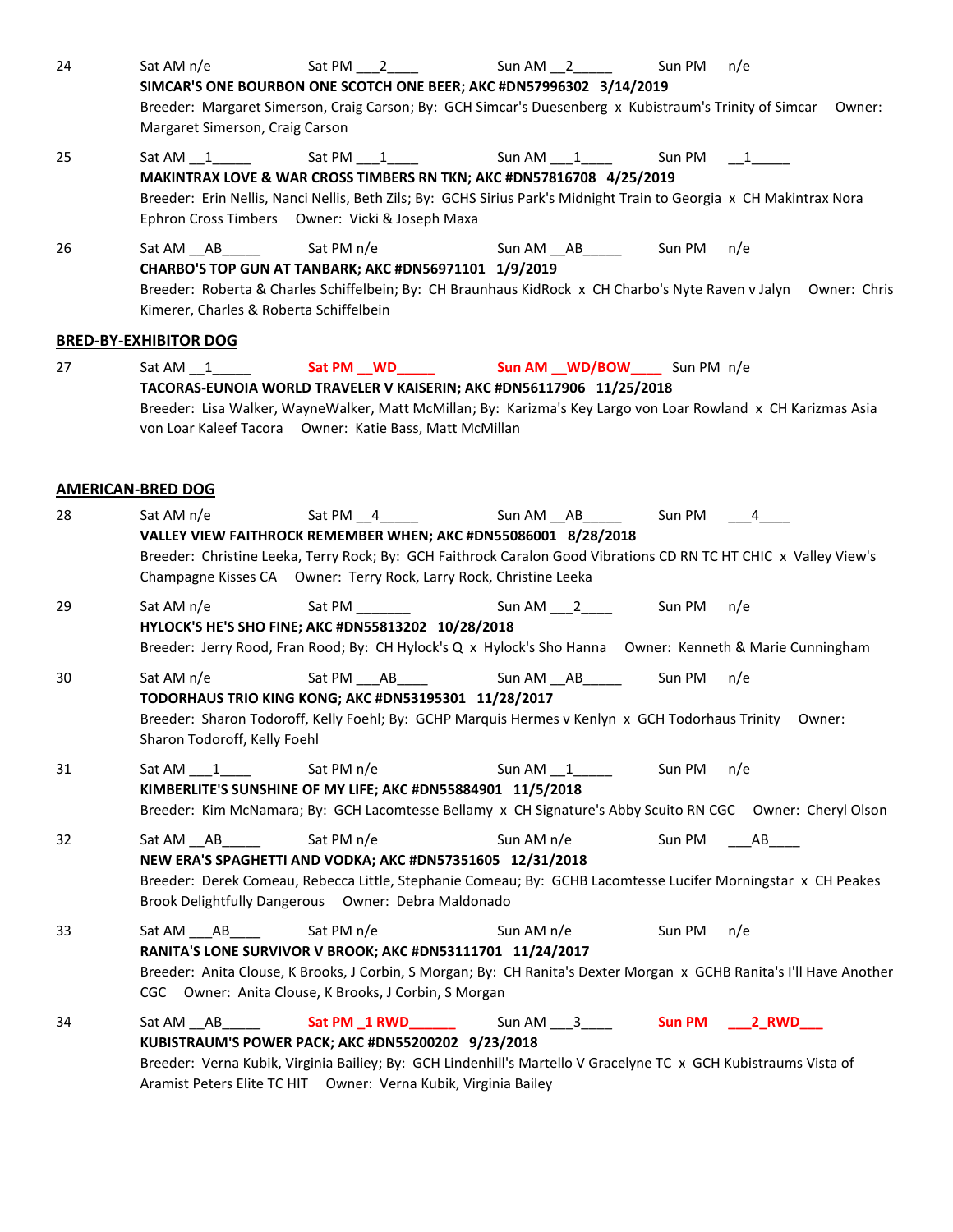24 Sat AM n/e Sat PM ___2____ Sun AM __2_____ Sun PM n/e
**SIMCAR'S ONE BOURBON ONE SCOTCH ONE BEER; AKC #DN57996302 3/14/2019**
Breeder: Margaret Simerson, Craig Carson; By: GCH Simcar's Duesenberg x Kubistraum's Trinity of Simcar Owner: Margaret Simerson, Craig Carson

25 Sat AM __1_____ Sat PM ___1____ Sun AM ___1____ Sun PM __1_____
**MAKINTRAX LOVE & WAR CROSS TIMBERS RN TKN; AKC #DN57816708 4/25/2019**
Breeder: Erin Nellis, Nanci Nellis, Beth Zils; By: GCHS Sirius Park's Midnight Train to Georgia x CH Makintrax Nora Ephron Cross Timbers Owner: Vicki & Joseph Maxa

26 Sat AM __AB_____ Sat PM n/e Sun AM __AB_____ Sun PM n/e
**CHARBO'S TOP GUN AT TANBARK; AKC #DN56971101 1/9/2019**
Breeder: Roberta & Charles Schiffelbein; By: CH Braunhaus KidRock x CH Charbo's Nyte Raven v Jalyn Owner: Chris Kimerer, Charles & Roberta Schiffelbein

## BRED-BY-EXHIBITOR DOG

27 Sat AM __1_____ **Sat PM __WD_____** **Sun AM __WD/BOW____** Sun PM n/e
**TACORAS-EUNOIA WORLD TRAVELER V KAISERIN; AKC #DN56117906 11/25/2018**
Breeder: Lisa Walker, WayneWalker, Matt McMillan; By: Karizma's Key Largo von Loar Rowland x CH Karizmas Asia von Loar Kaleef Tacora Owner: Katie Bass, Matt McMillan

## AMERICAN-BRED DOG

28 Sat AM n/e Sat PM __4_____ Sun AM __AB_____ Sun PM ___4____
**VALLEY VIEW FAITHROCK REMEMBER WHEN; AKC #DN55086001 8/28/2018**
Breeder: Christine Leeka, Terry Rock; By: GCH Faithrock Caralon Good Vibrations CD RN TC HT CHIC x Valley View's Champagne Kisses CA Owner: Terry Rock, Larry Rock, Christine Leeka

29 Sat AM n/e Sat PM _______ Sun AM ___2____ Sun PM n/e
**HYLOCK'S HE'S SHO FINE; AKC #DN55813202 10/28/2018**
Breeder: Jerry Rood, Fran Rood; By: CH Hylock's Q x Hylock's Sho Hanna Owner: Kenneth & Marie Cunningham

30 Sat AM n/e Sat PM ___AB____ Sun AM __AB_____ Sun PM n/e
**TODORHAUS TRIO KING KONG; AKC #DN53195301 11/28/2017**
Breeder: Sharon Todoroff, Kelly Foehl; By: GCHP Marquis Hermes v Kenlyn x GCH Todorhaus Trinity Owner: Sharon Todoroff, Kelly Foehl

31 Sat AM ___1____ Sat PM n/e Sun AM __1_____ Sun PM n/e
**KIMBERLITE'S SUNSHINE OF MY LIFE; AKC #DN55884901 11/5/2018**
Breeder: Kim McNamara; By: GCH Lacomtesse Bellamy x CH Signature's Abby Scuito RN CGC Owner: Cheryl Olson

32 Sat AM __AB_____ Sat PM n/e Sun AM n/e Sun PM ___AB____
**NEW ERA'S SPAGHETTI AND VODKA; AKC #DN57351605 12/31/2018**
Breeder: Derek Comeau, Rebecca Little, Stephanie Comeau; By: GCHB Lacomtesse Lucifer Morningstar x CH Peakes Brook Delightfully Dangerous Owner: Debra Maldonado

33 Sat AM ___AB____ Sat PM n/e Sun AM n/e Sun PM n/e
**RANITA'S LONE SURVIVOR V BROOK; AKC #DN53111701 11/24/2017**
Breeder: Anita Clouse, K Brooks, J Corbin, S Morgan; By: CH Ranita's Dexter Morgan x GCHB Ranita's I'll Have Another CGC Owner: Anita Clouse, K Brooks, J Corbin, S Morgan

34 Sat AM __AB_____ **Sat PM _1 RWD______** Sun AM ___3____ **Sun PM ___2_RWD___**
**KUBISTRAUM'S POWER PACK; AKC #DN55200202 9/23/2018**
Breeder: Verna Kubik, Virginia Bailey; By: GCH Lindenhill's Martello V Gracelyne TC x GCH Kubistraums Vista of Aramist Peters Elite TC HIT Owner: Verna Kubik, Virginia Bailey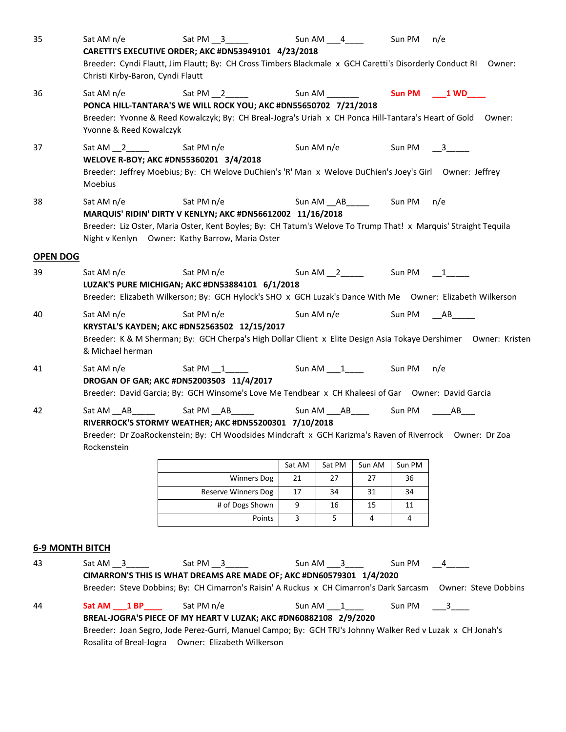35 Sat AM n/e Sat PM __3_____ Sun AM ___4____ Sun PM n/e
**CARETTI'S EXECUTIVE ORDER; AKC #DN53949101 4/23/2018**
Breeder: Cyndi Flautt, Jim Flautt; By: CH Cross Timbers Blackmale x GCH Caretti's Disorderly Conduct RI Owner: Christi Kirby-Baron, Cyndi Flautt

36 Sat AM n/e Sat PM __2_____ Sun AM _______ **Sun PM ___1 WD____**
**PONCA HILL-TANTARA'S WE WILL ROCK YOU; AKC #DN55650702 7/21/2018**
Breeder: Yvonne & Reed Kowalczyk; By: CH Breal-Jogra's Uriah x CH Ponca Hill-Tantara's Heart of Gold Owner: Yvonne & Reed Kowalczyk

37 Sat AM __2_____ Sat PM n/e Sun AM n/e Sun PM __3_____
**WELOVE R-BOY; AKC #DN55360201 3/4/2018**
Breeder: Jeffrey Moebius; By: CH Welove DuChien's 'R' Man x Welove DuChien's Joey's Girl Owner: Jeffrey Moebius

38 Sat AM n/e Sat PM n/e Sun AM __AB_____ Sun PM n/e
**MARQUIS' RIDIN' DIRTY V KENLYN; AKC #DN56612002 11/16/2018**
Breeder: Liz Oster, Maria Oster, Kent Boyles; By: CH Tatum's Welove To Trump That! x Marquis' Straight Tequila Night v Kenlyn Owner: Kathy Barrow, Maria Oster

## OPEN DOG

39 Sat AM n/e Sat PM n/e Sun AM __2_____ Sun PM __1_____
**LUZAK'S PURE MICHIGAN; AKC #DN53884101 6/1/2018**
Breeder: Elizabeth Wilkerson; By: GCH Hylock's SHO x GCH Luzak's Dance With Me Owner: Elizabeth Wilkerson

40 Sat AM n/e Sat PM n/e Sun AM n/e Sun PM __AB_____
**KRYSTAL'S KAYDEN; AKC #DN52563502 12/15/2017**
Breeder: K & M Sherman; By: GCH Cherpa's High Dollar Client x Elite Design Asia Tokaye Dershimer Owner: Kristen & Michael herman

41 Sat AM n/e Sat PM __1_____ Sun AM ___1____ Sun PM n/e
**DROGAN OF GAR; AKC #DN52003503 11/4/2017**
Breeder: David Garcia; By: GCH Winsome's Love Me Tendbear x CH Khaleesi of Gar Owner: David Garcia

42 Sat AM __AB_____ Sat PM __AB_____ Sun AM ___AB____ Sun PM ____AB___
**RIVERROCK'S STORMY WEATHER; AKC #DN55200301 7/10/2018**
Breeder: Dr ZoaRockenstein; By: CH Woodsides Mindcraft x GCH Karizma's Raven of Riverrock Owner: Dr Zoa Rockenstein

| | Sat AM | Sat PM | Sun AM | Sun PM |
|---|---|---|---|---|
| Winners Dog | 21 | 27 | 27 | 36 |
| Reserve Winners Dog | 17 | 34 | 31 | 34 |
| # of Dogs Shown | 9 | 16 | 15 | 11 |
| Points | 3 | 5 | 4 | 4 |

## 6-9 MONTH BITCH

43 Sat AM __3_____ Sat PM __3_____ Sun AM ___3____ Sun PM __4_____
**CIMARRON'S THIS IS WHAT DREAMS ARE MADE OF; AKC #DN60579301 1/4/2020**
Breeder: Steve Dobbins; By: CH Cimarron's Raisin' A Ruckus x CH Cimarron's Dark Sarcasm Owner: Steve Dobbins

44 **Sat AM ___1 BP____** Sat PM n/e Sun AM ___1____ Sun PM ___3____
**BREAL-JOGRA'S PIECE OF MY HEART V LUZAK; AKC #DN60882108 2/9/2020**
Breeder: Joan Segro, Jode Perez-Gurri, Manuel Campo; By: GCH TRJ's Johnny Walker Red v Luzak x CH Jonah's Rosalita of Breal-Jogra Owner: Elizabeth Wilkerson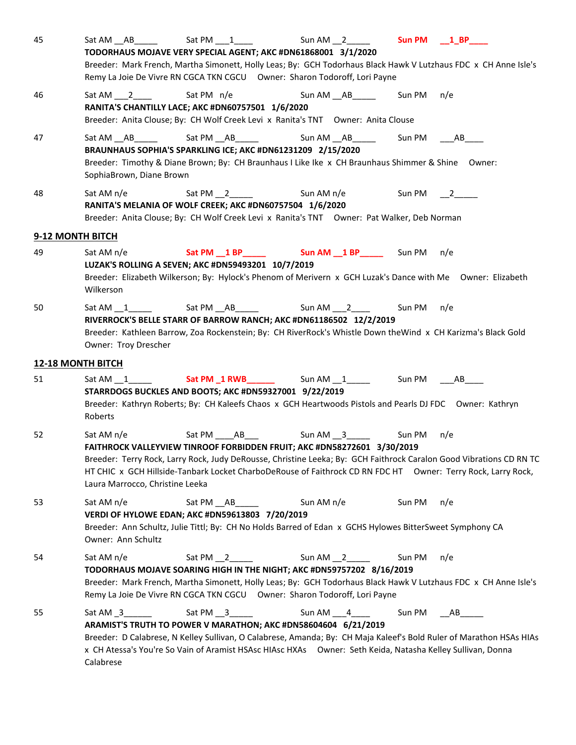45 Sat AM __AB_____ Sat PM ___1____ Sun AM __2_____ **Sun PM __1_BP____**
**TODORHAUS MOJAVE VERY SPECIAL AGENT; AKC #DN61868001 3/1/2020**
Breeder: Mark French, Martha Simonett, Holly Leas; By: GCH Todorhaus Black Hawk V Lutzhaus FDC x CH Anne Isle's Remy La Joie De Vivre RN CGCA TKN CGCU Owner: Sharon Todoroff, Lori Payne

46 Sat AM ___2____ Sat PM n/e Sun AM __AB_____ Sun PM n/e
**RANITA'S CHANTILLY LACE; AKC #DN60757501 1/6/2020**
Breeder: Anita Clouse; By: CH Wolf Creek Levi x Ranita's TNT Owner: Anita Clouse

47 Sat AM __AB_____ Sat PM __AB_____ Sun AM __AB_____ Sun PM ___AB____
**BRAUNHAUS SOPHIA'S SPARKLING ICE; AKC #DN61231209 2/15/2020**
Breeder: Timothy & Diane Brown; By: CH Braunhaus I Like Ike x CH Braunhaus Shimmer & Shine Owner: SophiaBrown, Diane Brown

48 Sat AM n/e Sat PM __2_____ Sun AM n/e Sun PM __2_____
**RANITA'S MELANIA OF WOLF CREEK; AKC #DN60757504 1/6/2020**
Breeder: Anita Clouse; By: CH Wolf Creek Levi x Ranita's TNT Owner: Pat Walker, Deb Norman

## 9-12 MONTH BITCH

49 Sat AM n/e **Sat PM __1 BP_____** **Sun AM __1 BP_____** Sun PM n/e
**LUZAK'S ROLLING A SEVEN; AKC #DN59493201 10/7/2019**
Breeder: Elizabeth Wilkerson; By: Hylock's Phenom of Merivern x GCH Luzak's Dance with Me Owner: Elizabeth Wilkerson

50 Sat AM __1_____ Sat PM __AB_____ Sun AM ___2____ Sun PM n/e
**RIVERROCK'S BELLE STARR OF BARROW RANCH; AKC #DN61186502 12/2/2019**
Breeder: Kathleen Barrow, Zoa Rockenstein; By: CH RiverRock's Whistle Down theWind x CH Karizma's Black Gold Owner: Troy Drescher

## 12-18 MONTH BITCH

51 Sat AM __1_____ **Sat PM _1 RWB______** Sun AM __1_____ Sun PM ___AB____
**STARRDOGS BUCKLES AND BOOTS; AKC #DN59327001 9/22/2019**
Breeder: Kathryn Roberts; By: CH Kaleefs Chaos x GCH Heartwoods Pistols and Pearls DJ FDC Owner: Kathryn Roberts

52 Sat AM n/e Sat PM ____AB___ Sun AM __3_____ Sun PM n/e
**FAITHROCK VALLEYVIEW TINROOF FORBIDDEN FRUIT; AKC #DN58272601 3/30/2019**
Breeder: Terry Rock, Larry Rock, Judy DeRousse, Christine Leeka; By: GCH Faithrock Caralon Good Vibrations CD RN TC HT CHIC x GCH Hillside-Tanbark Locket CharboDeRouse of Faithrock CD RN FDC HT Owner: Terry Rock, Larry Rock, Laura Marrocco, Christine Leeka

53 Sat AM n/e Sat PM __AB_____ Sun AM n/e Sun PM n/e
**VERDI OF HYLOWE EDAN; AKC #DN59613803 7/20/2019**
Breeder: Ann Schultz, Julie Tittl; By: CH No Holds Barred of Edan x GCHS Hylowes BitterSweet Symphony CA Owner: Ann Schultz

54 Sat AM n/e Sat PM __2_____ Sun AM __2_____ Sun PM n/e
**TODORHAUS MOJAVE SOARING HIGH IN THE NIGHT; AKC #DN59757202 8/16/2019**
Breeder: Mark French, Martha Simonett, Holly Leas; By: GCH Todorhaus Black Hawk V Lutzhaus FDC x CH Anne Isle's Remy La Joie De Vivre RN CGCA TKN CGCU Owner: Sharon Todoroff, Lori Payne

55 Sat AM _3______ Sat PM __3_____ Sun AM ___4____ Sun PM __AB_____
**ARAMIST'S TRUTH TO POWER V MARATHON; AKC #DN58604604 6/21/2019**
Breeder: D Calabrese, N Kelley Sullivan, O Calabrese, Amanda; By: CH Maja Kaleef's Bold Ruler of Marathon HSAs HIAs x CH Atessa's You're So Vain of Aramist HSAsc HIAsc HXAs Owner: Seth Keida, Natasha Kelley Sullivan, Donna Calabrese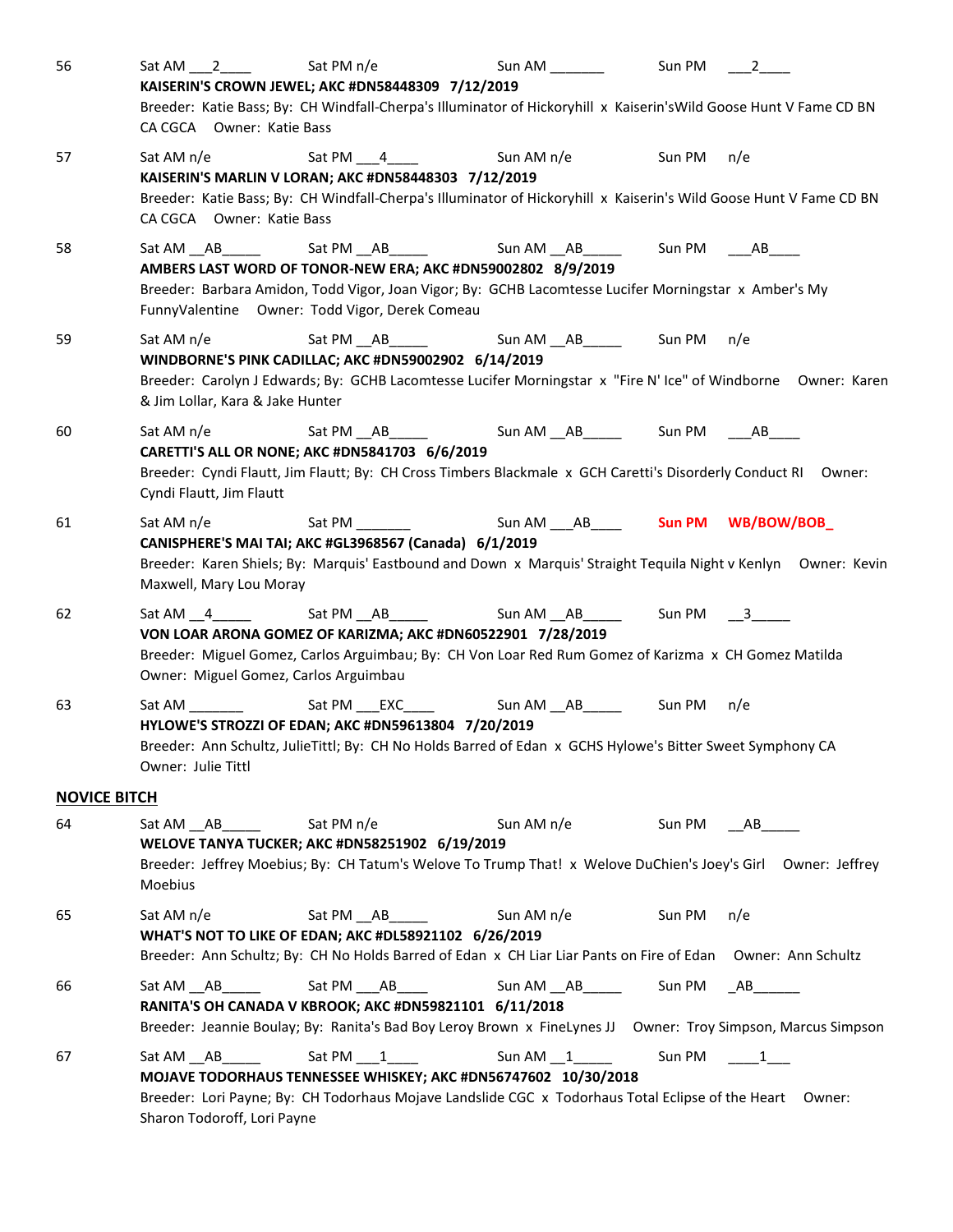56 Sat AM ___2____ Sat PM n/e Sun AM _______ Sun PM ___2____

**KAISERIN'S CROWN JEWEL; AKC #DN58448309 7/12/2019**

Breeder: Katie Bass; By: CH Windfall-Cherpa's Illuminator of Hickoryhill x Kaiserin'sWild Goose Hunt V Fame CD BN CA CGCA Owner: Katie Bass

57 Sat AM n/e Sat PM ___4____ Sun AM n/e Sun PM n/e

**KAISERIN'S MARLIN V LORAN; AKC #DN58448303 7/12/2019**

Breeder: Katie Bass; By: CH Windfall-Cherpa's Illuminator of Hickoryhill x Kaiserin's Wild Goose Hunt V Fame CD BN CA CGCA Owner: Katie Bass

58 Sat AM __AB_____ Sat PM __AB_____ Sun AM __AB_____ Sun PM ___AB____

**AMBERS LAST WORD OF TONOR-NEW ERA; AKC #DN59002802 8/9/2019**

Breeder: Barbara Amidon, Todd Vigor, Joan Vigor; By: GCHB Lacomtesse Lucifer Morningstar x Amber's My FunnyValentine Owner: Todd Vigor, Derek Comeau

59 Sat AM n/e Sat PM __AB_____ Sun AM __AB_____ Sun PM n/e

**WINDBORNE'S PINK CADILLAC; AKC #DN59002902 6/14/2019**

Breeder: Carolyn J Edwards; By: GCHB Lacomtesse Lucifer Morningstar x "Fire N' Ice" of Windborne Owner: Karen & Jim Lollar, Kara & Jake Hunter

60 Sat AM n/e Sat PM __AB_____ Sun AM __AB_____ Sun PM ___AB____

**CARETTI'S ALL OR NONE; AKC #DN5841703 6/6/2019**

Breeder: Cyndi Flautt, Jim Flautt; By: CH Cross Timbers Blackmale x GCH Caretti's Disorderly Conduct RI Owner: Cyndi Flautt, Jim Flautt

61 Sat AM n/e Sat PM _______ Sun AM ___AB____ **Sun PM WB/BOW/BOB_**

**CANISPHERE'S MAI TAI; AKC #GL3968567 (Canada) 6/1/2019**

Breeder: Karen Shiels; By: Marquis' Eastbound and Down x Marquis' Straight Tequila Night v Kenlyn Owner: Kevin Maxwell, Mary Lou Moray

62 Sat AM __4_____ Sat PM __AB_____ Sun AM __AB_____ Sun PM __3_____

**VON LOAR ARONA GOMEZ OF KARIZMA; AKC #DN60522901 7/28/2019**

Breeder: Miguel Gomez, Carlos Arguimbau; By: CH Von Loar Red Rum Gomez of Karizma x CH Gomez Matilda Owner: Miguel Gomez, Carlos Arguimbau

63 Sat AM _______ Sat PM ___EXC____ Sun AM __AB_____ Sun PM n/e

**HYLOWE'S STROZZI OF EDAN; AKC #DN59613804 7/20/2019**

Breeder: Ann Schultz, JulieTittl; By: CH No Holds Barred of Edan x GCHS Hylowe's Bitter Sweet Symphony CA Owner: Julie Tittl

## NOVICE BITCH

64 Sat AM __AB_____ Sat PM n/e Sun AM n/e Sun PM __AB_____

**WELOVE TANYA TUCKER; AKC #DN58251902 6/19/2019**

Breeder: Jeffrey Moebius; By: CH Tatum's Welove To Trump That! x Welove DuChien's Joey's Girl Owner: Jeffrey Moebius

65 Sat AM n/e Sat PM __AB_____ Sun AM n/e Sun PM n/e

**WHAT'S NOT TO LIKE OF EDAN; AKC #DL58921102 6/26/2019**

Breeder: Ann Schultz; By: CH No Holds Barred of Edan x CH Liar Liar Pants on Fire of Edan Owner: Ann Schultz

66 Sat AM __AB_____ Sat PM ___AB____ Sun AM __AB_____ Sun PM _AB______

**RANITA'S OH CANADA V KBROOK; AKC #DN59821101 6/11/2018**

Breeder: Jeannie Boulay; By: Ranita's Bad Boy Leroy Brown x FineLynes JJ Owner: Troy Simpson, Marcus Simpson

67 Sat AM __AB_____ Sat PM ___1____ Sun AM __1_____ Sun PM ____1___

**MOJAVE TODORHAUS TENNESSEE WHISKEY; AKC #DN56747602 10/30/2018**

Breeder: Lori Payne; By: CH Todorhaus Mojave Landslide CGC x Todorhaus Total Eclipse of the Heart Owner: Sharon Todoroff, Lori Payne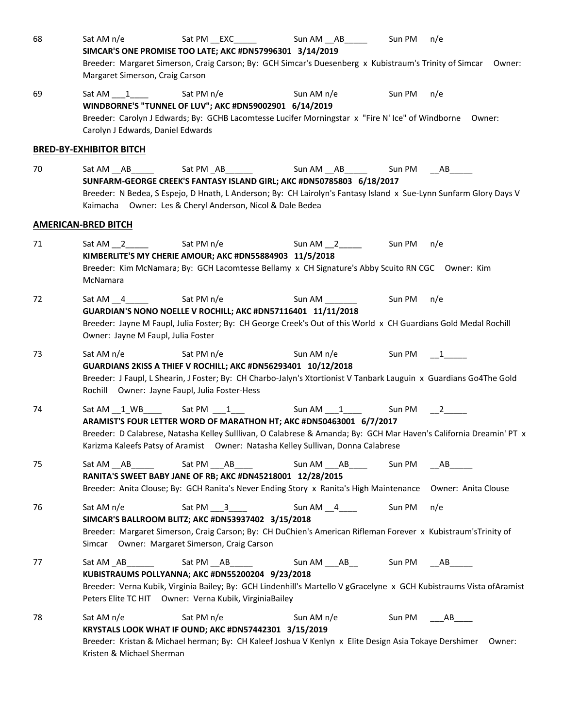68 Sat AM n/e Sat PM __EXC_____ Sun AM __AB_____ Sun PM n/e
**SIMCAR'S ONE PROMISE TOO LATE; AKC #DN57996301 3/14/2019**
Breeder: Margaret Simerson, Craig Carson; By: GCH Simcar's Duesenberg x Kubistraum's Trinity of Simcar Owner: Margaret Simerson, Craig Carson

69 Sat AM ___1____ Sat PM n/e Sun AM n/e Sun PM n/e
**WINDBORNE'S "TUNNEL OF LUV"; AKC #DN59002901 6/14/2019**
Breeder: Carolyn J Edwards; By: GCHB Lacomtesse Lucifer Morningstar x "Fire N' Ice" of Windborne Owner: Carolyn J Edwards, Daniel Edwards

**BRED-BY-EXHIBITOR BITCH**

70 Sat AM __AB_____ Sat PM _AB______ Sun AM __AB_____ Sun PM __AB_____
**SUNFARM-GEORGE CREEK'S FANTASY ISLAND GIRL; AKC #DN50785803 6/18/2017**
Breeder: N Bedea, S Espejo, D Hnath, L Anderson; By: CH Lairolyn's Fantasy Island x Sue-Lynn Sunfarm Glory Days V Kaimacha Owner: Les & Cheryl Anderson, Nicol & Dale Bedea

**AMERICAN-BRED BITCH**

71 Sat AM __2_____ Sat PM n/e Sun AM __2_____ Sun PM n/e
**KIMBERLITE'S MY CHERIE AMOUR; AKC #DN55884903 11/5/2018**
Breeder: Kim McNamara; By: GCH Lacomtesse Bellamy x CH Signature's Abby Scuito RN CGC Owner: Kim McNamara

72 Sat AM __4_____ Sat PM n/e Sun AM _______ Sun PM n/e
**GUARDIAN'S NONO NOELLE V ROCHILL; AKC #DN57116401 11/11/2018**
Breeder: Jayne M Faupl, Julia Foster; By: CH George Creek's Out of this World x CH Guardians Gold Medal Rochill Owner: Jayne M Faupl, Julia Foster

73 Sat AM n/e Sat PM n/e Sun AM n/e Sun PM __1_____
**GUARDIANS 2KISS A THIEF V ROCHILL; AKC #DN56293401 10/12/2018**
Breeder: J Faupl, L Shearin, J Foster; By: CH Charbo-Jalyn's Xtortionist V Tanbark Lauguin x Guardians Go4The Gold Rochill Owner: Jayne Faupl, Julia Foster-Hess

74 Sat AM __1_WB____ Sat PM ___1___ Sun AM ___1____ Sun PM __2_____
**ARAMIST'S FOUR LETTER WORD OF MARATHON HT; AKC #DN50463001 6/7/2017**
Breeder: D Calabrese, Natasha Kelley Sulllivan, O Calabrese & Amanda; By: GCH Mar Haven's California Dreamin' PT x Karizma Kaleefs Patsy of Aramist Owner: Natasha Kelley Sullivan, Donna Calabrese

75 Sat AM __AB_____ Sat PM ___AB____ Sun AM ___AB____ Sun PM __AB_____
**RANITA'S SWEET BABY JANE OF RB; AKC #DN45218001 12/28/2015**
Breeder: Anita Clouse; By: GCH Ranita's Never Ending Story x Ranita's High Maintenance Owner: Anita Clouse

76 Sat AM n/e Sat PM ___3____ Sun AM __4____ Sun PM n/e
**SIMCAR'S BALLROOM BLITZ; AKC #DN53937402 3/15/2018**
Breeder: Margaret Simerson, Craig Carson; By: CH DuChien's American Rifleman Forever x Kubistraum'sTrinity of Simcar Owner: Margaret Simerson, Craig Carson

77 Sat AM _AB______ Sat PM __AB_____ Sun AM ___AB__ Sun PM __AB_____
**KUBISTRAUMS POLLYANNA; AKC #DN55200204 9/23/2018**
Breeder: Verna Kubik, Virginia Bailey; By: GCH Lindenhill's Martello V gGracelyne x GCH Kubistraums Vista ofAramist Peters Elite TC HIT Owner: Verna Kubik, VirginiaBailey

78 Sat AM n/e Sat PM n/e Sun AM n/e Sun PM ___AB____
**KRYSTALS LOOK WHAT IF OUND; AKC #DN57442301 3/15/2019**
Breeder: Kristan & Michael herman; By: CH Kaleef Joshua V Kenlyn x Elite Design Asia Tokaye Dershimer Owner: Kristen & Michael Sherman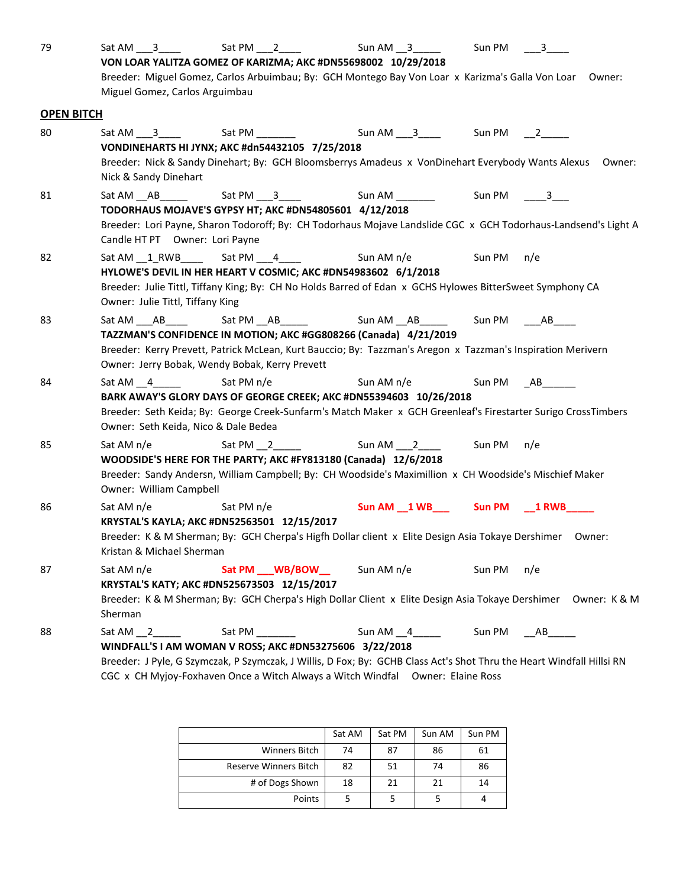79 Sat AM ___3____ Sat PM ___2____ Sun AM __3_____ Sun PM ___3____

**VON LOAR YALITZA GOMEZ OF KARIZMA; AKC #DN55698002 10/29/2018**

Breeder: Miguel Gomez, Carlos Arbuimbau; By: GCH Montego Bay Von Loar x Karizma's Galla Von Loar Owner: Miguel Gomez, Carlos Arguimbau

## OPEN BITCH

80 Sat AM ___3____ Sat PM _______ Sun AM ___3____ Sun PM __2_____

**VONDINEHARTS HI JYNX; AKC #dn54432105 7/25/2018**

Breeder: Nick & Sandy Dinehart; By: GCH Bloomsberrys Amadeus x VonDinehart Everybody Wants Alexus Owner: Nick & Sandy Dinehart

81 Sat AM __AB_____ Sat PM ___3____ Sun AM _______ Sun PM ____3___

**TODORHAUS MOJAVE'S GYPSY HT; AKC #DN54805601 4/12/2018**

Breeder: Lori Payne, Sharon Todoroff; By: CH Todorhaus Mojave Landslide CGC x GCH Todorhaus-Landsend's Light A Candle HT PT Owner: Lori Payne

82 Sat AM __1_RWB____ Sat PM ___4____ Sun AM n/e Sun PM n/e

**HYLOWE'S DEVIL IN HER HEART V COSMIC; AKC #DN54983602 6/1/2018**

Breeder: Julie Tittl, Tiffany King; By: CH No Holds Barred of Edan x GCHS Hylowes BitterSweet Symphony CA Owner: Julie Tittl, Tiffany King

83 Sat AM ___AB____ Sat PM __AB_____ Sun AM __AB_____ Sun PM ___AB____

**TAZZMAN'S CONFIDENCE IN MOTION; AKC #GG808266 (Canada) 4/21/2019**

Breeder: Kerry Prevett, Patrick McLean, Kurt Bauccio; By: Tazzman's Aregon x Tazzman's Inspiration Merivern Owner: Jerry Bobak, Wendy Bobak, Kerry Prevett

84 Sat AM __4_____ Sat PM n/e Sun AM n/e Sun PM _AB______

**BARK AWAY'S GLORY DAYS OF GEORGE CREEK; AKC #DN55394603 10/26/2018**

Breeder: Seth Keida; By: George Creek-Sunfarm's Match Maker x GCH Greenleaf's Firestarter Surigo CrossTimbers Owner: Seth Keida, Nico & Dale Bedea

85 Sat AM n/e Sat PM __2_____ Sun AM ___2____ Sun PM n/e

**WOODSIDE'S HERE FOR THE PARTY; AKC #FY813180 (Canada) 12/6/2018**

Breeder: Sandy Andersn, William Campbell; By: CH Woodside's Maximillion x CH Woodside's Mischief Maker Owner: William Campbell

86 Sat AM n/e Sat PM n/e Sun AM __1 WB___ Sun PM __1 RWB_____

**KRYSTAL'S KAYLA; AKC #DN52563501 12/15/2017**

Breeder: K & M Sherman; By: GCH Cherpa's Higfh Dollar client x Elite Design Asia Tokaye Dershimer Owner: Kristan & Michael Sherman

87 Sat AM n/e Sat PM ___WB/BOW__ Sun AM n/e Sun PM n/e

**KRYSTAL'S KATY; AKC #DN525673503 12/15/2017**

Breeder: K & M Sherman; By: GCH Cherpa's High Dollar Client x Elite Design Asia Tokaye Dershimer Owner: K & M Sherman

88 Sat AM __2_____ Sat PM _______ Sun AM __4_____ Sun PM __AB_____

**WINDFALL'S I AM WOMAN V ROSS; AKC #DN53275606 3/22/2018**

Breeder: J Pyle, G Szymczak, P Szymczak, J Willis, D Fox; By: GCHB Class Act's Shot Thru the Heart Windfall Hillsi RN CGC x CH Myjoy-Foxhaven Once a Witch Always a Witch Windfal Owner: Elaine Ross

| | Sat AM | Sat PM | Sun AM | Sun PM |
|---|---|---|---|---|
| Winners Bitch | 74 | 87 | 86 | 61 |
| Reserve Winners Bitch | 82 | 51 | 74 | 86 |
| # of Dogs Shown | 18 | 21 | 21 | 14 |
| Points | 5 | 5 | 5 | 4 |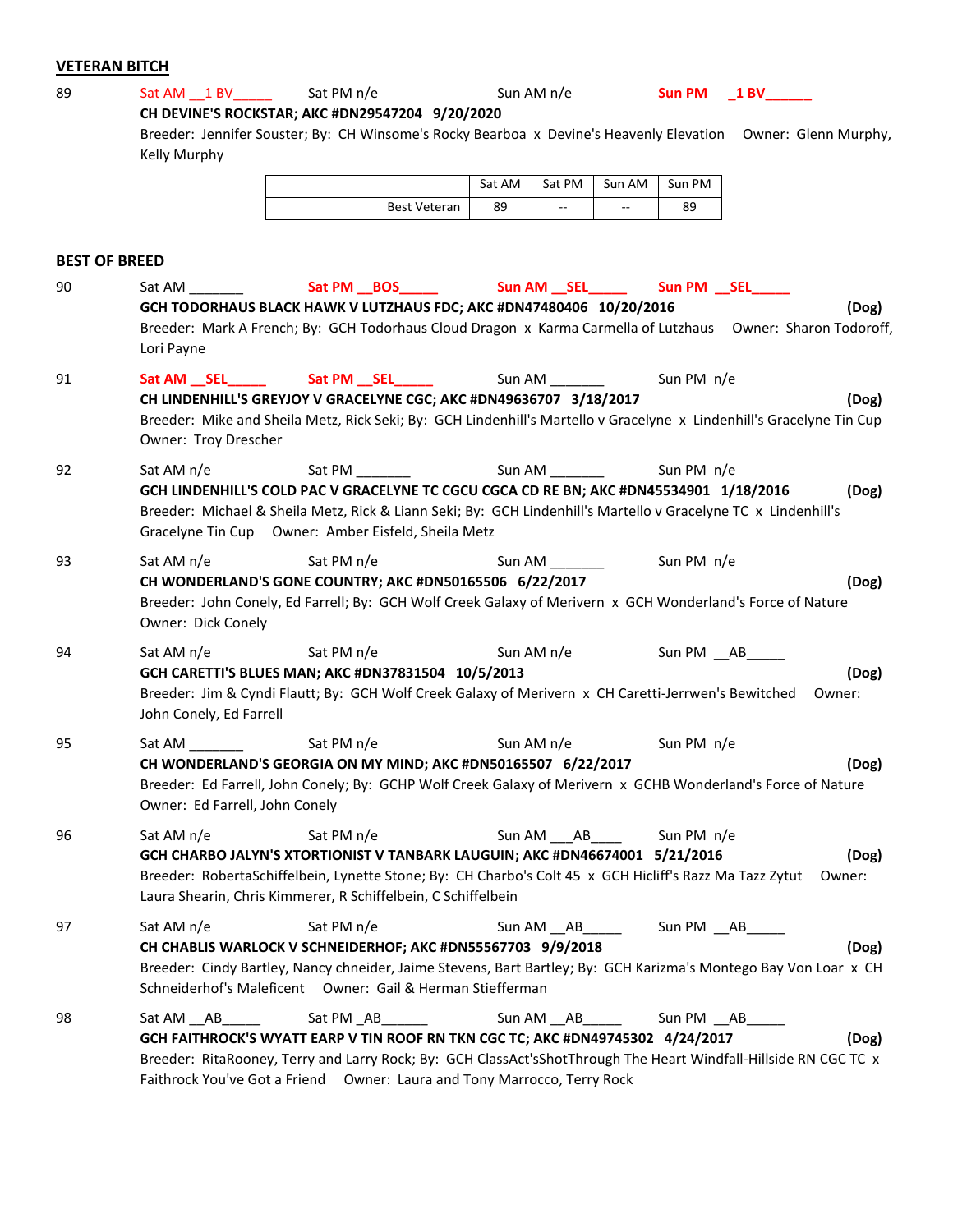## VETERAN BITCH

89 Sat AM __1 BV_____ Sat PM n/e Sun AM n/e **Sun PM _1 BV______**

**CH DEVINE'S ROCKSTAR; AKC #DN29547204 9/20/2020**

Breeder: Jennifer Souster; By: CH Winsome's Rocky Bearboa x Devine's Heavenly Elevation Owner: Glenn Murphy, Kelly Murphy

| | Sat AM | Sat PM | Sun AM | Sun PM |
|---|---|---|---|---|
| Best Veteran | 89 | -- | -- | 89 |

## BEST OF BREED

90 Sat AM _______ **Sat PM __BOS_____** **Sun AM __SEL_____** **Sun PM __SEL_____**

**GCH TODORHAUS BLACK HAWK V LUTZHAUS FDC; AKC #DN47480406 10/20/2016** **(Dog)**

Breeder: Mark A French; By: GCH Todorhaus Cloud Dragon x Karma Carmella of Lutzhaus Owner: Sharon Todoroff, Lori Payne

91 **Sat AM __SEL_____** **Sat PM __SEL_____** Sun AM _______ Sun PM n/e

**CH LINDENHILL'S GREYJOY V GRACELYNE CGC; AKC #DN49636707 3/18/2017** **(Dog)**

Breeder: Mike and Sheila Metz, Rick Seki; By: GCH Lindenhill's Martello v Gracelyne x Lindenhill's Gracelyne Tin Cup Owner: Troy Drescher

92 Sat AM n/e Sat PM _______ Sun AM _______ Sun PM n/e

**GCH LINDENHILL'S COLD PAC V GRACELYNE TC CGCU CGCA CD RE BN; AKC #DN45534901 1/18/2016** **(Dog)**

Breeder: Michael & Sheila Metz, Rick & Liann Seki; By: GCH Lindenhill's Martello v Gracelyne TC x Lindenhill's Gracelyne Tin Cup Owner: Amber Eisfeld, Sheila Metz

93 Sat AM n/e Sat PM n/e Sun AM _______ Sun PM n/e

**CH WONDERLAND'S GONE COUNTRY; AKC #DN50165506 6/22/2017** **(Dog)**

Breeder: John Conely, Ed Farrell; By: GCH Wolf Creek Galaxy of Merivern x GCH Wonderland's Force of Nature Owner: Dick Conely

94 Sat AM n/e Sat PM n/e Sun AM n/e Sun PM __AB_____

**GCH CARETTI'S BLUES MAN; AKC #DN37831504 10/5/2013** **(Dog)**

Breeder: Jim & Cyndi Flautt; By: GCH Wolf Creek Galaxy of Merivern x CH Caretti-Jerrwen's Bewitched Owner: John Conely, Ed Farrell

95 Sat AM _______ Sat PM n/e Sun AM n/e Sun PM n/e

**CH WONDERLAND'S GEORGIA ON MY MIND; AKC #DN50165507 6/22/2017** **(Dog)**

Breeder: Ed Farrell, John Conely; By: GCHP Wolf Creek Galaxy of Merivern x GCHB Wonderland's Force of Nature Owner: Ed Farrell, John Conely

96 Sat AM n/e Sat PM n/e Sun AM ___AB____ Sun PM n/e

**GCH CHARBO JALYN'S XTORTIONIST V TANBARK LAUGUIN; AKC #DN46674001 5/21/2016** **(Dog)**

Breeder: RobertaSchiffelbein, Lynette Stone; By: CH Charbo's Colt 45 x GCH Hicliff's Razz Ma Tazz Zytut Owner: Laura Shearin, Chris Kimmerer, R Schiffelbein, C Schiffelbein

97 Sat AM n/e Sat PM n/e Sun AM __AB_____ Sun PM __AB_____

**CH CHABLIS WARLOCK V SCHNEIDERHOF; AKC #DN55567703 9/9/2018** **(Dog)**

Breeder: Cindy Bartley, Nancy chneider, Jaime Stevens, Bart Bartley; By: GCH Karizma's Montego Bay Von Loar x CH Schneiderhof's Maleficent Owner: Gail & Herman Stiefferman

98 Sat AM __AB_____ Sat PM _AB______ Sun AM __AB_____ Sun PM __AB_____

**GCH FAITHROCK'S WYATT EARP V TIN ROOF RN TKN CGC TC; AKC #DN49745302 4/24/2017** **(Dog)**

Breeder: RitaRooney, Terry and Larry Rock; By: GCH ClassAct'sShotThrough The Heart Windfall-Hillside RN CGC TC x Faithrock You've Got a Friend Owner: Laura and Tony Marrocco, Terry Rock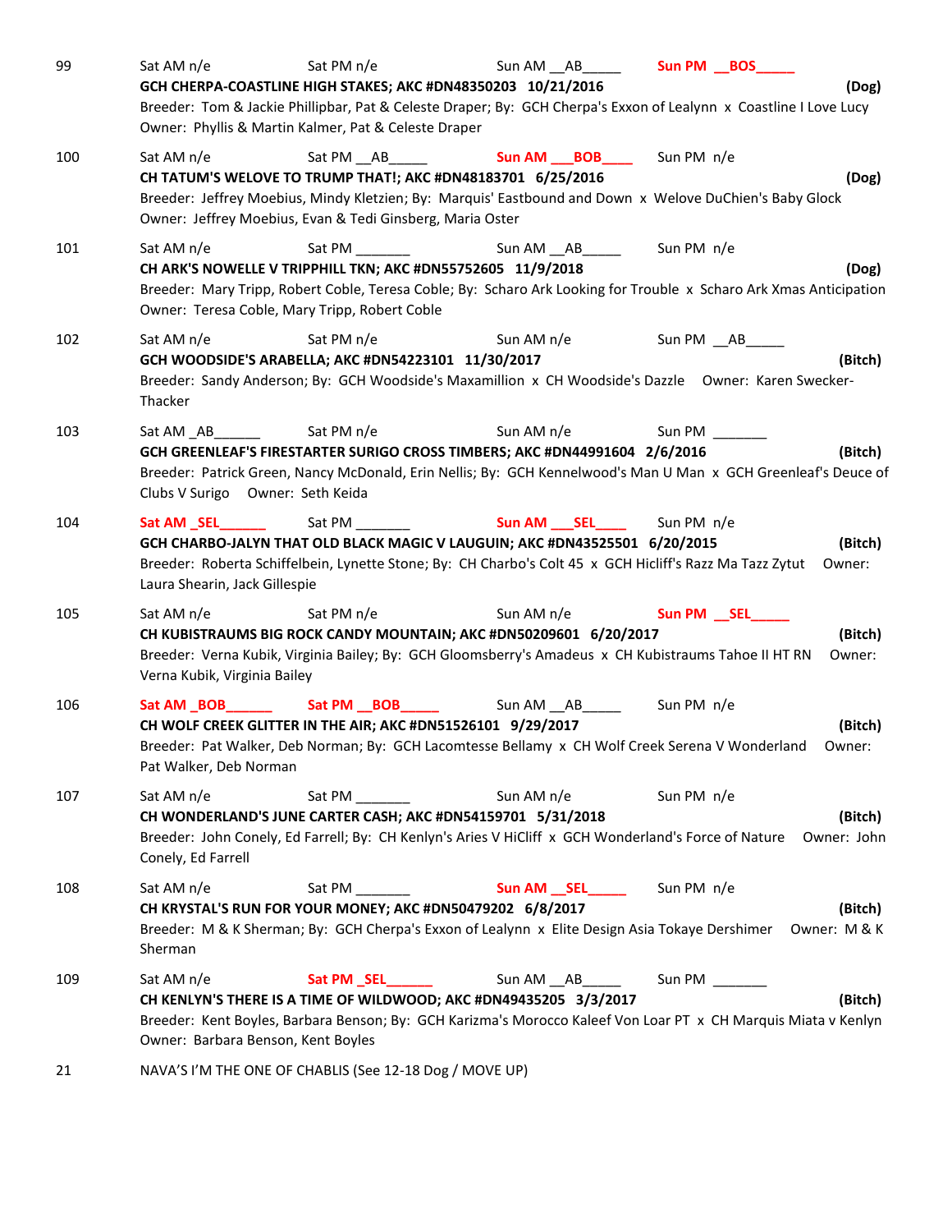99 Sat AM n/e Sat PM n/e Sun AM __AB_____ **Sun PM __BOS_____**
**GCH CHERPA-COASTLINE HIGH STAKES; AKC #DN48350203 10/21/2016** **(Dog)**
Breeder: Tom & Jackie Phillipbar, Pat & Celeste Draper; By: GCH Cherpa's Exxon of Lealynn x Coastline I Love Lucy
Owner: Phyllis & Martin Kalmer, Pat & Celeste Draper

100 Sat AM n/e Sat PM __AB_____ **Sun AM ___BOB____** Sun PM n/e
**CH TATUM'S WELOVE TO TRUMP THAT!; AKC #DN48183701 6/25/2016** **(Dog)**
Breeder: Jeffrey Moebius, Mindy Kletzien; By: Marquis' Eastbound and Down x Welove DuChien's Baby Glock
Owner: Jeffrey Moebius, Evan & Tedi Ginsberg, Maria Oster

101 Sat AM n/e Sat PM _______ Sun AM __AB_____ Sun PM n/e
**CH ARK'S NOWELLE V TRIPPHILL TKN; AKC #DN55752605 11/9/2018** **(Dog)**
Breeder: Mary Tripp, Robert Coble, Teresa Coble; By: Scharo Ark Looking for Trouble x Scharo Ark Xmas Anticipation
Owner: Teresa Coble, Mary Tripp, Robert Coble

102 Sat AM n/e Sat PM n/e Sun AM n/e Sun PM __AB_____
**GCH WOODSIDE'S ARABELLA; AKC #DN54223101 11/30/2017** **(Bitch)**
Breeder: Sandy Anderson; By: GCH Woodside's Maxamillion x CH Woodside's Dazzle Owner: Karen Swecker-Thacker

103 Sat AM _AB______ Sat PM n/e Sun AM n/e Sun PM _______
**GCH GREENLEAF'S FIRESTARTER SURIGO CROSS TIMBERS; AKC #DN44991604 2/6/2016** **(Bitch)**
Breeder: Patrick Green, Nancy McDonald, Erin Nellis; By: GCH Kennelwood's Man U Man x GCH Greenleaf's Deuce of Clubs V Surigo Owner: Seth Keida

104 **Sat AM _SEL______** Sat PM _______ **Sun AM ___SEL____** Sun PM n/e
**GCH CHARBO-JALYN THAT OLD BLACK MAGIC V LAUGUIN; AKC #DN43525501 6/20/2015** **(Bitch)**
Breeder: Roberta Schiffelbein, Lynette Stone; By: CH Charbo's Colt 45 x GCH Hicliff's Razz Ma Tazz Zytut Owner: Laura Shearin, Jack Gillespie

105 Sat AM n/e Sat PM n/e Sun AM n/e **Sun PM __SEL_____**
**CH KUBISTRAUMS BIG ROCK CANDY MOUNTAIN; AKC #DN50209601 6/20/2017** **(Bitch)**
Breeder: Verna Kubik, Virginia Bailey; By: GCH Gloomsberry's Amadeus x CH Kubistraums Tahoe II HT RN Owner: Verna Kubik, Virginia Bailey

106 **Sat AM _BOB______** **Sat PM __BOB_____** Sun AM __AB_____ Sun PM n/e
**CH WOLF CREEK GLITTER IN THE AIR; AKC #DN51526101 9/29/2017** **(Bitch)**
Breeder: Pat Walker, Deb Norman; By: GCH Lacomtesse Bellamy x CH Wolf Creek Serena V Wonderland Owner: Pat Walker, Deb Norman

107 Sat AM n/e Sat PM _______ Sun AM n/e Sun PM n/e
**CH WONDERLAND'S JUNE CARTER CASH; AKC #DN54159701 5/31/2018** **(Bitch)**
Breeder: John Conely, Ed Farrell; By: CH Kenlyn's Aries V HiCliff x GCH Wonderland's Force of Nature Owner: John Conely, Ed Farrell

108 Sat AM n/e Sat PM _______ **Sun AM __SEL_____** Sun PM n/e
**CH KRYSTAL'S RUN FOR YOUR MONEY; AKC #DN50479202 6/8/2017** **(Bitch)**
Breeder: M & K Sherman; By: GCH Cherpa's Exxon of Lealynn x Elite Design Asia Tokaye Dershimer Owner: M & K Sherman

109 Sat AM n/e **Sat PM _SEL______** Sun AM __AB_____ Sun PM _______
**CH KENLYN'S THERE IS A TIME OF WILDWOOD; AKC #DN49435205 3/3/2017** **(Bitch)**
Breeder: Kent Boyles, Barbara Benson; By: GCH Karizma's Morocco Kaleef Von Loar PT x CH Marquis Miata v Kenlyn
Owner: Barbara Benson, Kent Boyles

21 NAVA'S I'M THE ONE OF CHABLIS (See 12-18 Dog / MOVE UP)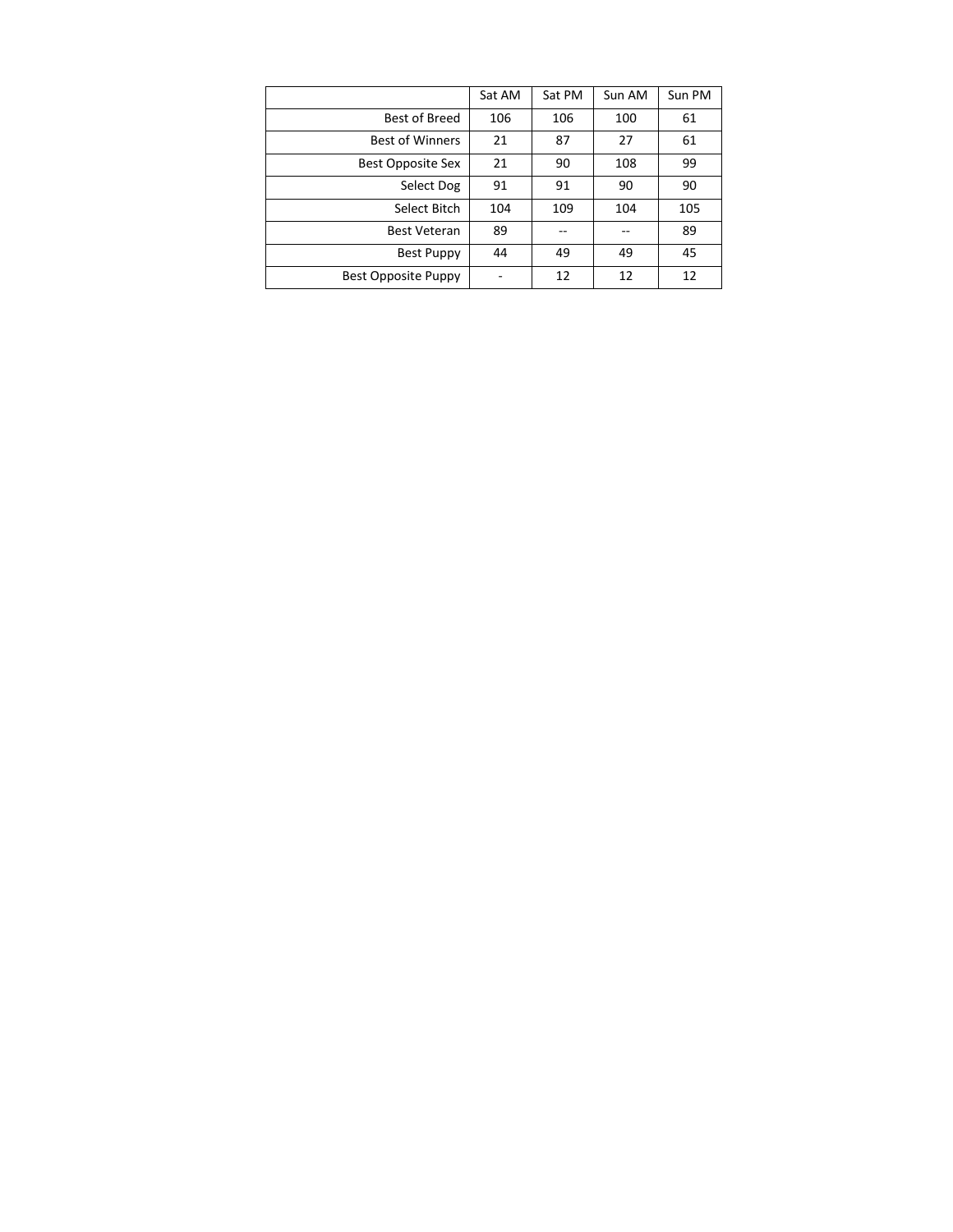| | Sat AM | Sat PM | Sun AM | Sun PM |
|---|---|---|---|---|
| Best of Breed | 106 | 106 | 100 | 61 |
| Best of Winners | 21 | 87 | 27 | 61 |
| Best Opposite Sex | 21 | 90 | 108 | 99 |
| Select Dog | 91 | 91 | 90 | 90 |
| Select Bitch | 104 | 109 | 104 | 105 |
| Best Veteran | 89 | -- | -- | 89 |
| Best Puppy | 44 | 49 | 49 | 45 |
| Best Opposite Puppy | - | 12 | 12 | 12 |